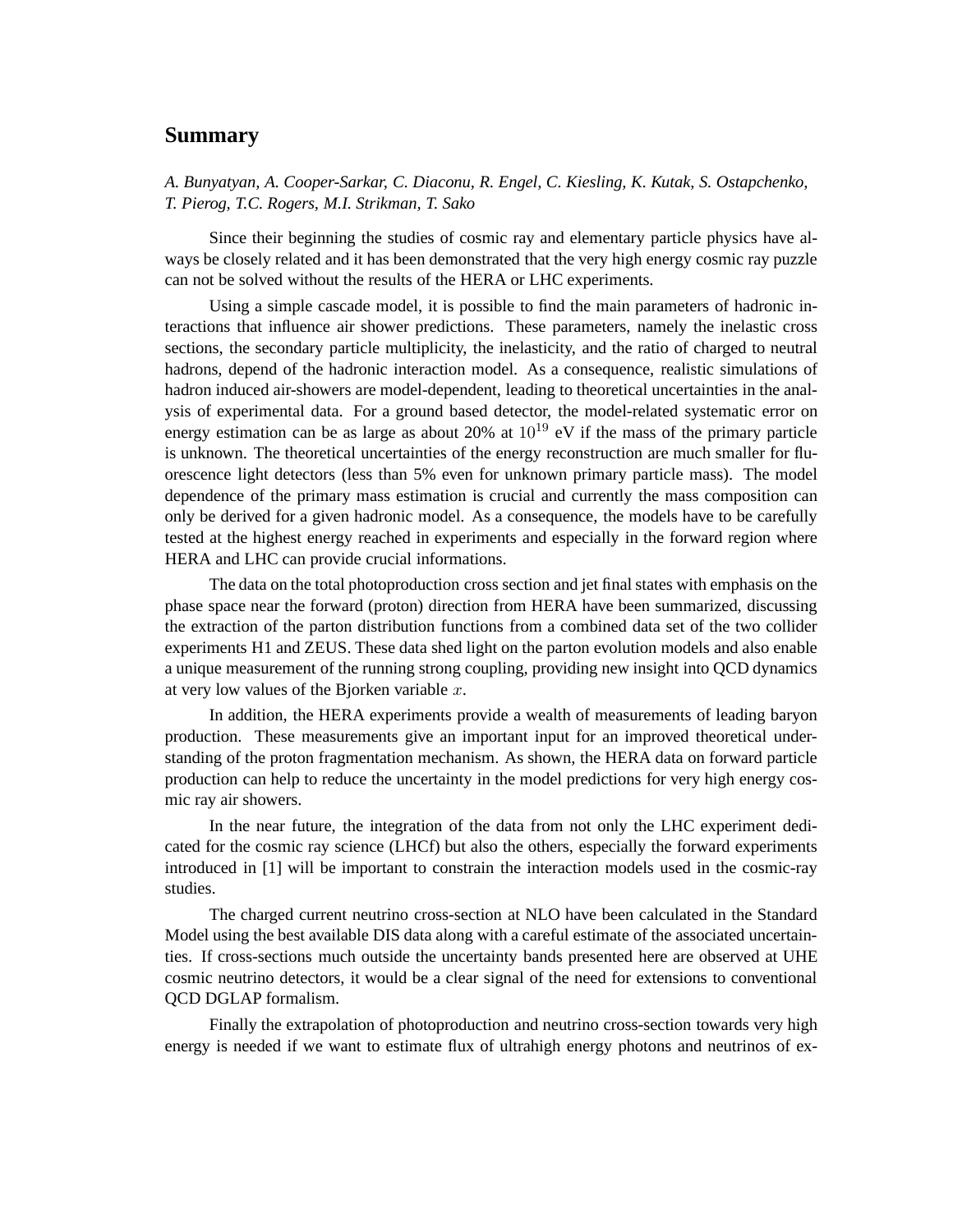# Summary

*A. Bunyatyan, A. Cooper-Sarkar, C. Diaconu, R. Engel, C. Kiesling, K. Kutak, S. Ostapchenko, T. Pierog, T.C. Rogers, M.I. Strikman, T. Sako*

Since their beginning the studies of cosmic ray and elementary particle physics have always be closely related and it has been demonstrated that the very high energy cosmic ray puzzle can not be solved without the results of the HERA or LHC experiments.

Using a simple cascade model, it is possible to find the main parameters of hadronic interactions that influence air shower predictions. These parameters, namely the inelastic cross sections, the secondary particle multiplicity, the inelasticity, and the ratio of charged to neutral hadrons, depend of the hadronic interaction model. As a consequence, realistic simulations of hadron induced air-showers are model-dependent, leading to theoretical uncertainties in the analysis of experimental data. For a ground based detector, the model-related systematic error on energy estimation can be as large as about 20% at $10^{19}$ eV if the mass of the primary particle is unknown. The theoretical uncertainties of the energy reconstruction are much smaller for fluorescence light detectors (less than 5% even for unknown primary particle mass). The model dependence of the primary mass estimation is crucial and currently the mass composition can only be derived for a given hadronic model. As a consequence, the models have to be carefully tested at the highest energy reached in experiments and especially in the forward region where HERA and LHC can provide crucial informations.

The data on the total photoproduction cross section and jet final states with emphasis on the phase space near the forward (proton) direction from HERA have been summarized, discussing the extraction of the parton distribution functions from a combined data set of the two collider experiments H1 and ZEUS. These data shed light on the parton evolution models and also enable a unique measurement of the running strong coupling, providing new insight into QCD dynamics at very low values of the Bjorken variable $x$.

In addition, the HERA experiments provide a wealth of measurements of leading baryon production. These measurements give an important input for an improved theoretical understanding of the proton fragmentation mechanism. As shown, the HERA data on forward particle production can help to reduce the uncertainty in the model predictions for very high energy cosmic ray air showers.

In the near future, the integration of the data from not only the LHC experiment dedicated for the cosmic ray science (LHCf) but also the others, especially the forward experiments introduced in [1] will be important to constrain the interaction models used in the cosmic-ray studies.

The charged current neutrino cross-section at NLO have been calculated in the Standard Model using the best available DIS data along with a careful estimate of the associated uncertainties. If cross-sections much outside the uncertainty bands presented here are observed at UHE cosmic neutrino detectors, it would be a clear signal of the need for extensions to conventional QCD DGLAP formalism.

Finally the extrapolation of photoproduction and neutrino cross-section towards very high energy is needed if we want to estimate flux of ultrahigh energy photons and neutrinos of ex-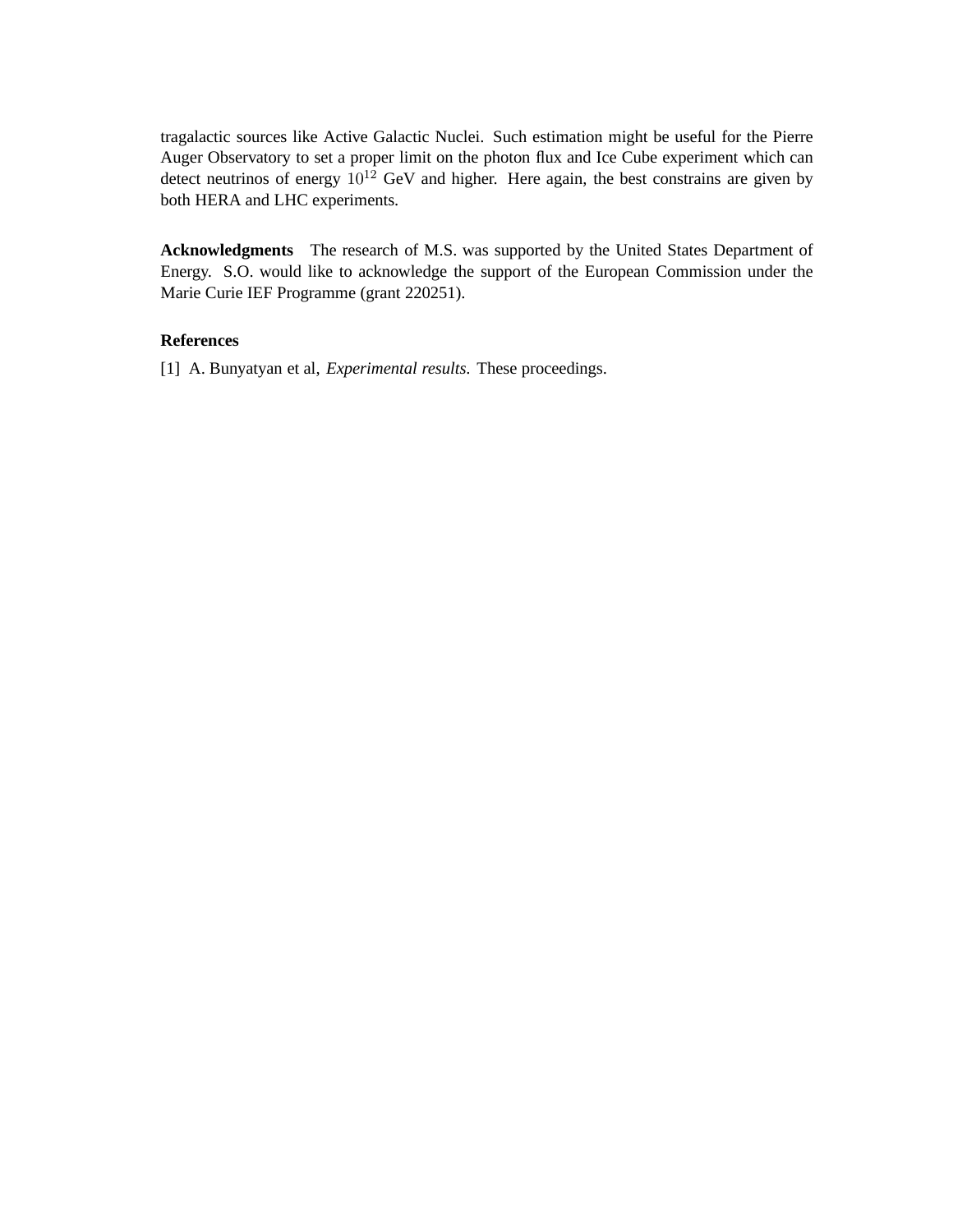tragalactic sources like Active Galactic Nuclei. Such estimation might be useful for the Pierre Auger Observatory to set a proper limit on the photon flux and Ice Cube experiment which can detect neutrinos of energy $10^{12}$ GeV and higher. Here again, the best constrains are given by both HERA and LHC experiments.

**Acknowledgments** The research of M.S. was supported by the United States Department of Energy. S.O. would like to acknowledge the support of the European Commission under the Marie Curie IEF Programme (grant 220251).

**References**

[1] A. Bunyatyan et al, *Experimental results.* These proceedings.